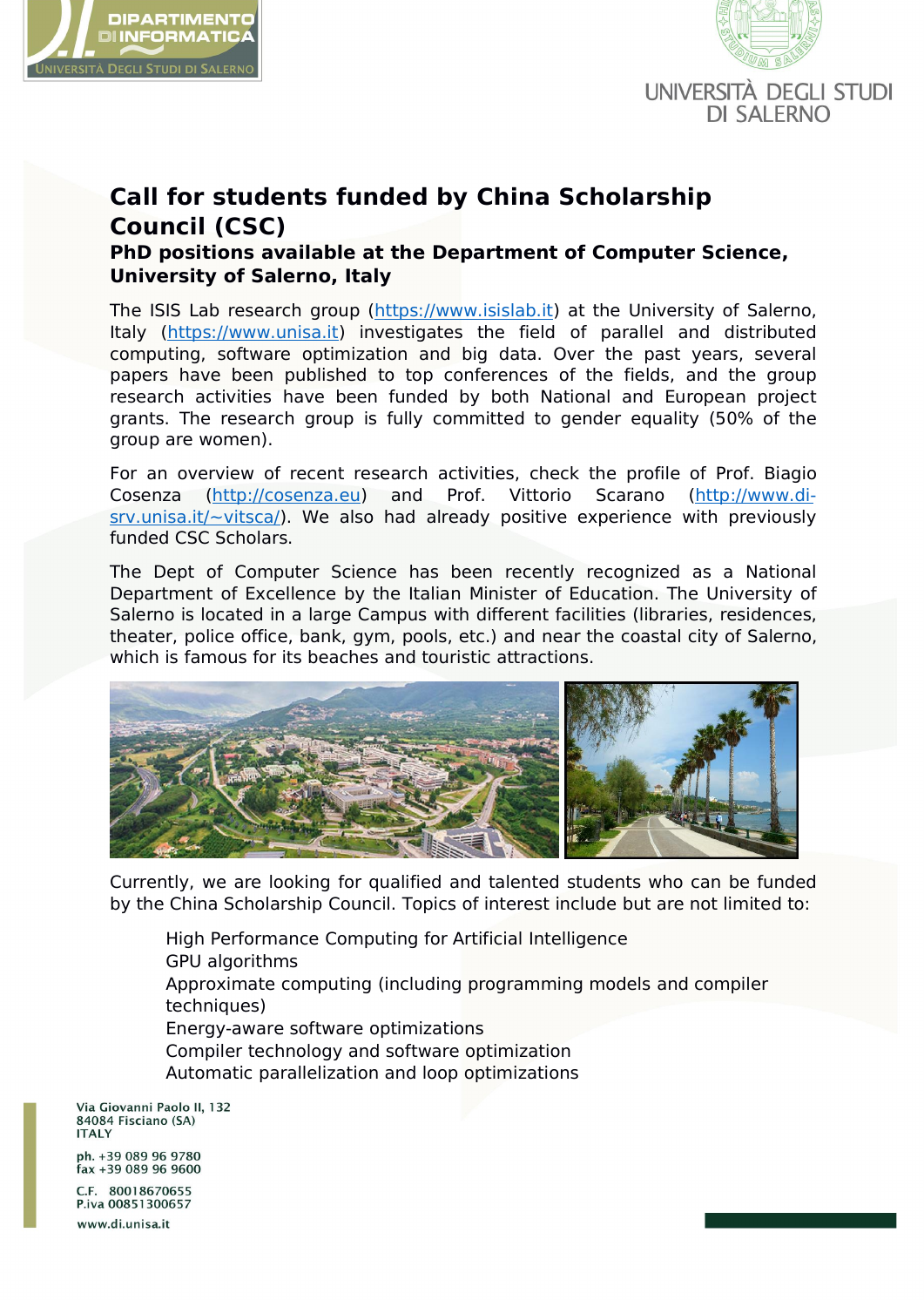# Call for students funded by China Scholarship Council (CSC)

## PhD positions available at the Department of Computer Science, University of Salerno, Italy

The ISIS Lab research group (https://www.isislab.it) at the University of Salerno, Italy (https://www.unisa.it) investigates the field of parallel and distributed computing, software optimization and big data. Over the past years, several papers have been published to top conferences of the fields, and the group research activities have been funded by both National and European project grants. The research group is fully committed to gender equality (50% of the group are women).

For an overview of recent research activities, check the profile of Prof. Biagio Cosenza (http://cosenza.eu) and Prof. Vittorio Scarano (http://www.di-srv.unisa.it/~vitsca/). We also had already positive experience with previously funded CSC Scholars.

The Dept of Computer Science has been recently recognized as a National Department of Excellence by the Italian Minister of Education. The University of Salerno is located in a large Campus with different facilities (libraries, residences, theater, police office, bank, gym, pools, etc.) and near the coastal city of Salerno, which is famous for its beaches and touristic attractions.

Currently, we are looking for qualified and talented students who can be funded by the China Scholarship Council. Topics of interest include but are not limited to:

- High Performance Computing for Artificial Intelligence
- GPU algorithms
- Approximate computing (including programming models and compiler techniques)
- Energy-aware software optimizations
- Compiler technology and software optimization
- Automatic parallelization and loop optimizations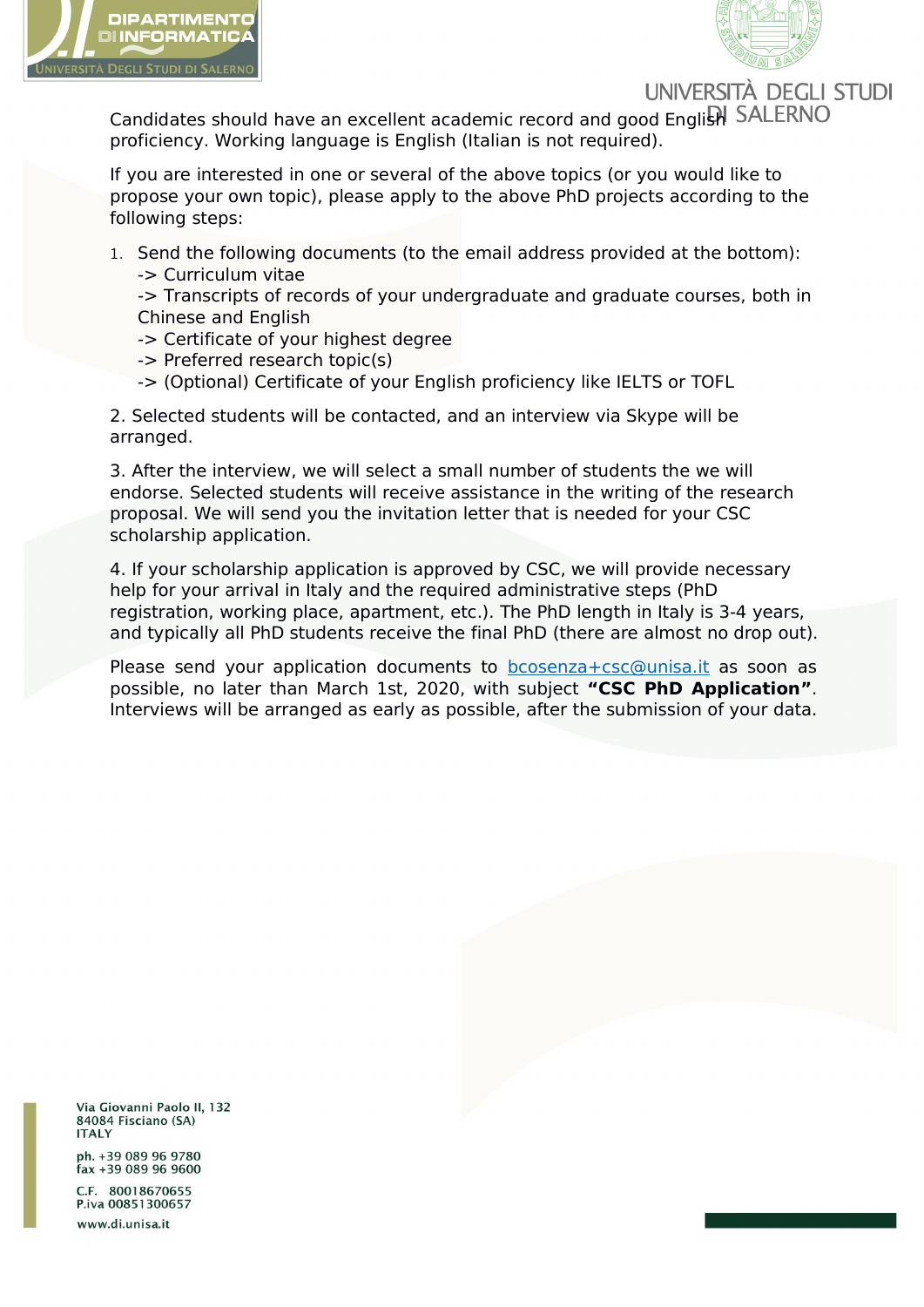Candidates should have an excellent academic record and good English proficiency. Working language is English (Italian is not required).

If you are interested in one or several of the above topics (or you would like to propose your own topic), please apply to the above PhD projects according to the following steps:

1. Send the following documents (to the email address provided at the bottom):
   -> Curriculum vitae
   -> Transcripts of records of your undergraduate and graduate courses, both in Chinese and English
   -> Certificate of your highest degree
   -> Preferred research topic(s)
   -> (Optional) Certificate of your English proficiency like IELTS or TOFL

2. Selected students will be contacted, and an interview via Skype will be arranged.

3. After the interview, we will select a small number of students the we will endorse. Selected students will receive assistance in the writing of the research proposal. We will send you the invitation letter that is needed for your CSC scholarship application.

4. If your scholarship application is approved by CSC, we will provide necessary help for your arrival in Italy and the required administrative steps (PhD registration, working place, apartment, etc.). The PhD length in Italy is 3-4 years, and typically all PhD students receive the final PhD (there are almost no drop out).

Please send your application documents to bcosenza+csc@unisa.it as soon as possible, no later than March 1st, 2020, with subject **"CSC PhD Application"**. Interviews will be arranged as early as possible, after the submission of your data.

Via Giovanni Paolo II, 132
84084 Fisciano (SA)
ITALY

ph. +39 089 96 9780
fax +39 089 96 9600

C.F. 80018670655
P.iva 00851300657

www.di.unisa.it